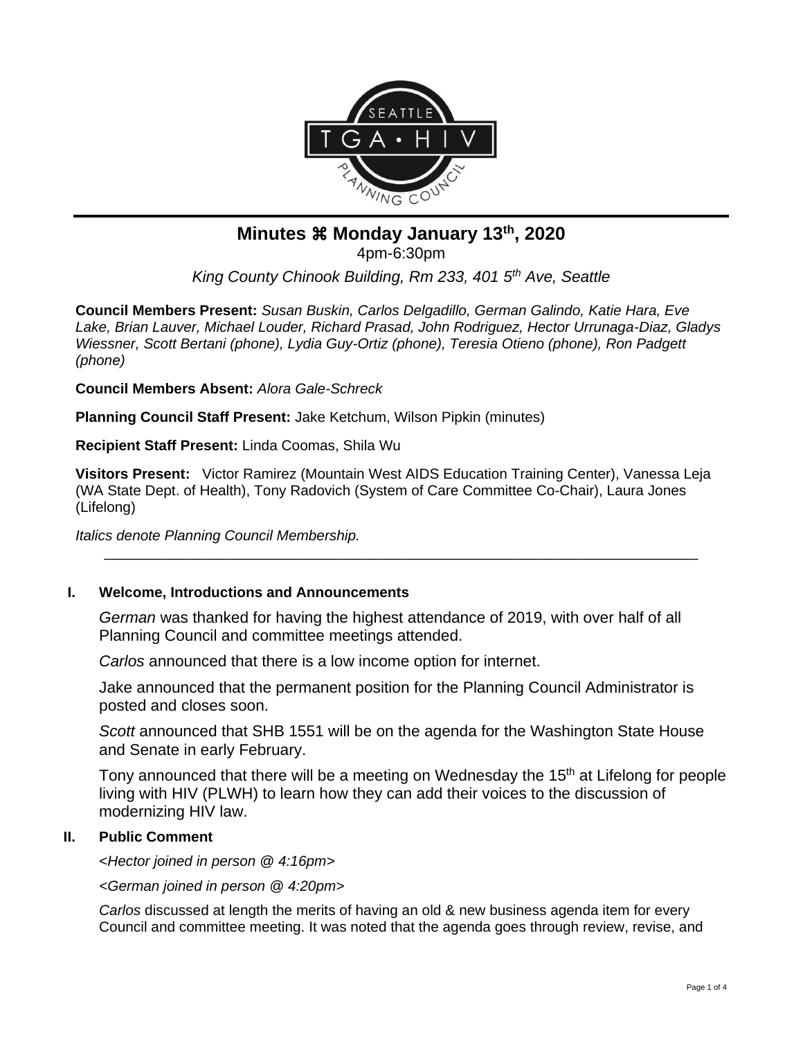# Minutes ⌘ Monday January 13th, 2020

4pm-6:30pm

*King County Chinook Building, Rm 233, 401 5th Ave, Seattle*

**Council Members Present:** *Susan Buskin, Carlos Delgadillo, German Galindo, Katie Hara, Eve Lake, Brian Lauver, Michael Louder, Richard Prasad, John Rodriguez, Hector Urrunaga-Diaz, Gladys Wiessner, Scott Bertani (phone), Lydia Guy-Ortiz (phone), Teresia Otieno (phone), Ron Padgett (phone)*

**Council Members Absent:** *Alora Gale-Schreck*

**Planning Council Staff Present:** Jake Ketchum, Wilson Pipkin (minutes)

**Recipient Staff Present:** Linda Coomas, Shila Wu

**Visitors Present:** Victor Ramirez (Mountain West AIDS Education Training Center), Vanessa Leja (WA State Dept. of Health), Tony Radovich (System of Care Committee Co-Chair), Laura Jones (Lifelong)

*Italics denote Planning Council Membership.*

---

## I. Welcome, Introductions and Announcements

*German* was thanked for having the highest attendance of 2019, with over half of all Planning Council and committee meetings attended.

*Carlos* announced that there is a low income option for internet.

Jake announced that the permanent position for the Planning Council Administrator is posted and closes soon.

*Scott* announced that SHB 1551 will be on the agenda for the Washington State House and Senate in early February.

Tony announced that there will be a meeting on Wednesday the 15th at Lifelong for people living with HIV (PLWH) to learn how they can add their voices to the discussion of modernizing HIV law.

## II. Public Comment

<*Hector joined in person @ 4:16pm*>

<*German joined in person @ 4:20pm*>

*Carlos* discussed at length the merits of having an old & new business agenda item for every Council and committee meeting. It was noted that the agenda goes through review, revise, and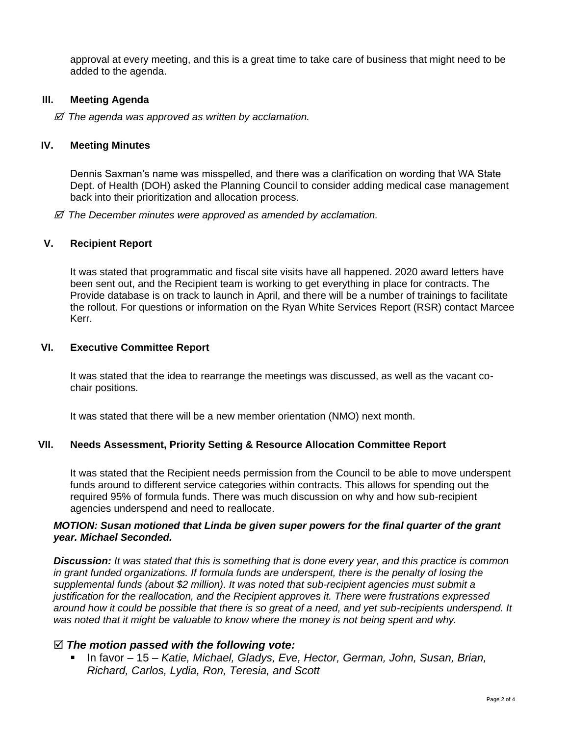approval at every meeting, and this is a great time to take care of business that might need to be added to the agenda.

### III. Meeting Agenda

☑ *The agenda was approved as written by acclamation.*

### IV. Meeting Minutes

Dennis Saxman's name was misspelled, and there was a clarification on wording that WA State Dept. of Health (DOH) asked the Planning Council to consider adding medical case management back into their prioritization and allocation process.

☑ *The December minutes were approved as amended by acclamation.*

### V. Recipient Report

It was stated that programmatic and fiscal site visits have all happened. 2020 award letters have been sent out, and the Recipient team is working to get everything in place for contracts. The Provide database is on track to launch in April, and there will be a number of trainings to facilitate the rollout. For questions or information on the Ryan White Services Report (RSR) contact Marcee Kerr.

### VI. Executive Committee Report

It was stated that the idea to rearrange the meetings was discussed, as well as the vacant co-chair positions.

It was stated that there will be a new member orientation (NMO) next month.

### VII. Needs Assessment, Priority Setting & Resource Allocation Committee Report

It was stated that the Recipient needs permission from the Council to be able to move underspent funds around to different service categories within contracts. This allows for spending out the required 95% of formula funds. There was much discussion on why and how sub-recipient agencies underspend and need to reallocate.

***MOTION: Susan motioned that Linda be given super powers for the final quarter of the grant year. Michael Seconded.***

***Discussion:*** *It was stated that this is something that is done every year, and this practice is common in grant funded organizations. If formula funds are underspent, there is the penalty of losing the supplemental funds (about $2 million). It was noted that sub-recipient agencies must submit a justification for the reallocation, and the Recipient approves it. There were frustrations expressed around how it could be possible that there is so great of a need, and yet sub-recipients underspend. It was noted that it might be valuable to know where the money is not being spent and why.*

☑ ***The motion passed with the following vote:***

- In favor – 15 – *Katie, Michael, Gladys, Eve, Hector, German, John, Susan, Brian, Richard, Carlos, Lydia, Ron, Teresia, and Scott*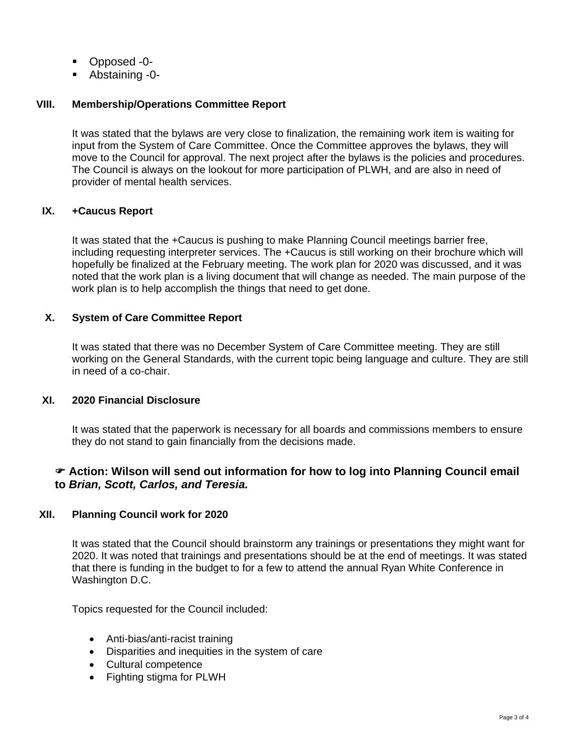- Opposed -0-
- Abstaining -0-

## VIII. Membership/Operations Committee Report

It was stated that the bylaws are very close to finalization, the remaining work item is waiting for input from the System of Care Committee. Once the Committee approves the bylaws, they will move to the Council for approval. The next project after the bylaws is the policies and procedures. The Council is always on the lookout for more participation of PLWH, and are also in need of provider of mental health services.

## IX. +Caucus Report

It was stated that the +Caucus is pushing to make Planning Council meetings barrier free, including requesting interpreter services. The +Caucus is still working on their brochure which will hopefully be finalized at the February meeting. The work plan for 2020 was discussed, and it was noted that the work plan is a living document that will change as needed. The main purpose of the work plan is to help accomplish the things that need to get done.

## X. System of Care Committee Report

It was stated that there was no December System of Care Committee meeting. They are still working on the General Standards, with the current topic being language and culture. They are still in need of a co-chair.

## XI. 2020 Financial Disclosure

It was stated that the paperwork is necessary for all boards and commissions members to ensure they do not stand to gain financially from the decisions made.

☛ **Action: Wilson will send out information for how to log into Planning Council email to *Brian, Scott, Carlos, and Teresia.***

## XII. Planning Council work for 2020

It was stated that the Council should brainstorm any trainings or presentations they might want for 2020. It was noted that trainings and presentations should be at the end of meetings. It was stated that there is funding in the budget to for a few to attend the annual Ryan White Conference in Washington D.C.

Topics requested for the Council included:

- Anti-bias/anti-racist training
- Disparities and inequities in the system of care
- Cultural competence
- Fighting stigma for PLWH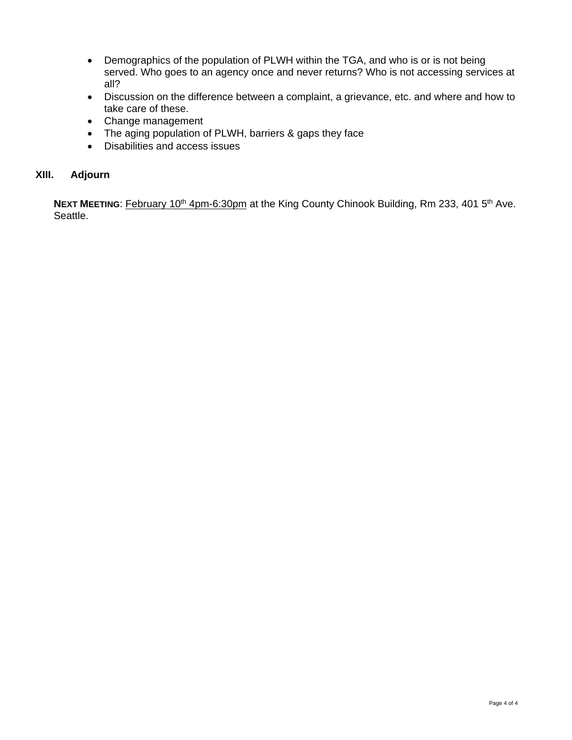- Demographics of the population of PLWH within the TGA, and who is or is not being served. Who goes to an agency once and never returns? Who is not accessing services at all?
- Discussion on the difference between a complaint, a grievance, etc. and where and how to take care of these.
- Change management
- The aging population of PLWH, barriers & gaps they face
- Disabilities and access issues

## XIII. Adjourn

**NEXT MEETING**: February 10th 4pm-6:30pm at the King County Chinook Building, Rm 233, 401 5th Ave. Seattle.